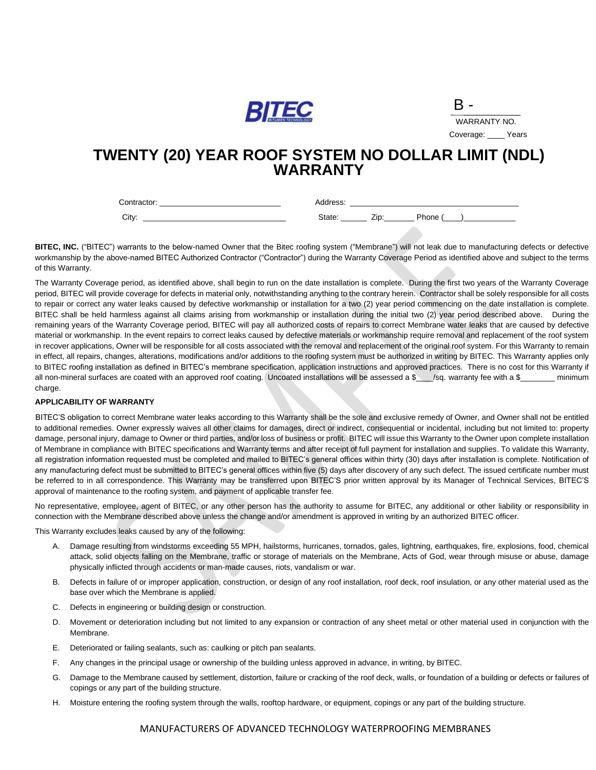BITEC

B - \_\_\_\_\_\_\_\_\_\_
WARRANTY NO.

Coverage: \_\_\_\_ Years

# TWENTY (20) YEAR ROOF SYSTEM NO DOLLAR LIMIT (NDL) WARRANTY

Contractor: \_\_\_\_\_\_\_\_\_\_\_\_\_\_\_\_\_\_\_\_\_\_\_\_\_\_\_ Address: \_\_\_\_\_\_\_\_\_\_\_\_\_\_\_\_\_\_\_\_\_\_\_\_\_\_\_\_\_\_\_\_\_\_\_\_\_\_

City: \_\_\_\_\_\_\_\_\_\_\_\_\_\_\_\_\_\_\_\_\_\_\_\_\_\_\_\_\_\_\_\_ State: \_\_\_\_\_\_ Zip:\_\_\_\_\_\_\_ Phone (\_\_\_\_)\_\_\_\_\_\_\_\_\_\_\_\_

**BITEC, INC.** ("BITEC") warrants to the below-named Owner that the Bitec roofing system ("Membrane") will not leak due to manufacturing defects or defective workmanship by the above-named BITEC Authorized Contractor ("Contractor") during the Warranty Coverage Period as identified above and subject to the terms of this Warranty.

The Warranty Coverage period, as identified above, shall begin to run on the date installation is complete. During the first two years of the Warranty Coverage period, BITEC will provide coverage for defects in material only, notwithstanding anything to the contrary herein. Contractor shall be solely responsible for all costs to repair or correct any water leaks caused by defective workmanship or installation for a two (2) year period commencing on the date installation is complete. BITEC shall be held harmless against all claims arising from workmanship or installation during the initial two (2) year period described above. During the remaining years of the Warranty Coverage period, BITEC will pay all authorized costs of repairs to correct Membrane water leaks that are caused by defective material or workmanship. In the event repairs to correct leaks caused by defective materials or workmanship require removal and replacement of the roof system in recover applications, Owner will be responsible for all costs associated with the removal and replacement of the original roof system. For this Warranty to remain in effect, all repairs, changes, alterations, modifications and/or additions to the roofing system must be authorized in writing by BITEC. This Warranty applies only to BITEC roofing installation as defined in BITEC's membrane specification, application instructions and approved practices. There is no cost for this Warranty if all non-mineral surfaces are coated with an approved roof coating. Uncoated installations will be assessed a $\_\_\_\_/sq. warranty fee with a $\_\_\_\_\_\_\_\_ minimum charge.

**APPLICABILITY OF WARRANTY**

BITEC'S obligation to correct Membrane water leaks according to this Warranty shall be the sole and exclusive remedy of Owner, and Owner shall not be entitled to additional remedies. Owner expressly waives all other claims for damages, direct or indirect, consequential or incidental, including but not limited to: property damage, personal injury, damage to Owner or third parties, and/or loss of business or profit. BITEC will issue this Warranty to the Owner upon complete installation of Membrane in compliance with BITEC specifications and Warranty terms and after receipt of full payment for installation and supplies. To validate this Warranty, all registration information requested must be completed and mailed to BITEC's general offices within thirty (30) days after installation is complete. Notification of any manufacturing defect must be submitted to BITEC's general offices within five (5) days after discovery of any such defect. The issued certificate number must be referred to in all correspondence. This Warranty may be transferred upon BITEC'S prior written approval by its Manager of Technical Services, BITEC'S approval of maintenance to the roofing system, and payment of applicable transfer fee.

No representative, employee, agent of BITEC, or any other person has the authority to assume for BITEC, any additional or other liability or responsibility in connection with the Membrane described above unless the change and/or amendment is approved in writing by an authorized BITEC officer.

This Warranty excludes leaks caused by any of the following:

A. Damage resulting from windstorms exceeding 55 MPH, hailstorms, hurricanes, tornados, gales, lightning, earthquakes, fire, explosions, food, chemical attack, solid objects falling on the Membrane, traffic or storage of materials on the Membrane, Acts of God, wear through misuse or abuse, damage physically inflicted through accidents or man-made causes, riots, vandalism or war.

B. Defects in failure of or improper application, construction, or design of any roof installation, roof deck, roof insulation, or any other material used as the base over which the Membrane is applied.

C. Defects in engineering or building design or construction.

D. Movement or deterioration including but not limited to any expansion or contraction of any sheet metal or other material used in conjunction with the Membrane.

E. Deteriorated or failing sealants, such as: caulking or pitch pan sealants.

F. Any changes in the principal usage or ownership of the building unless approved in advance, in writing, by BITEC.

G. Damage to the Membrane caused by settlement, distortion, failure or cracking of the roof deck, walls, or foundation of a building or defects or failures of copings or any part of the building structure.

H. Moisture entering the roofing system through the walls, rooftop hardware, or equipment, copings or any part of the building structure.

MANUFACTURERS OF ADVANCED TECHNOLOGY WATERPROOFING MEMBRANES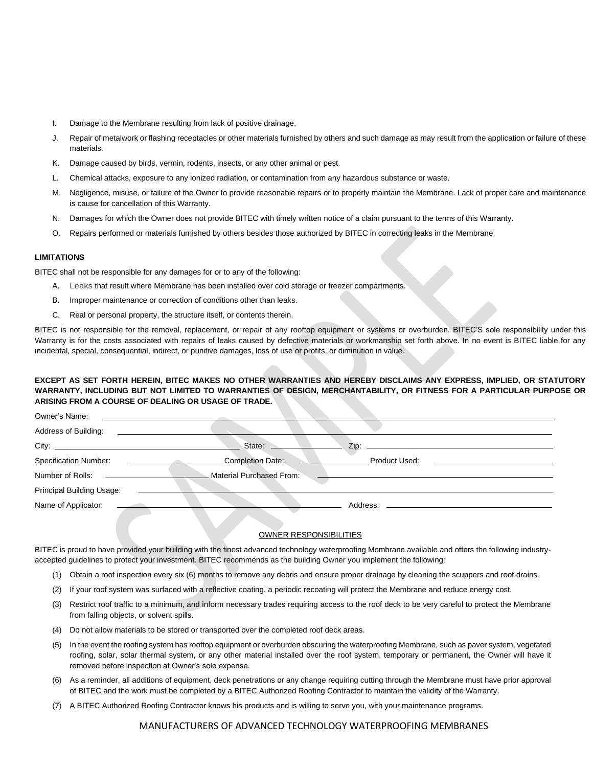I. Damage to the Membrane resulting from lack of positive drainage.

J. Repair of metalwork or flashing receptacles or other materials furnished by others and such damage as may result from the application or failure of these materials.

K. Damage caused by birds, vermin, rodents, insects, or any other animal or pest.

L. Chemical attacks, exposure to any ionized radiation, or contamination from any hazardous substance or waste.

M. Negligence, misuse, or failure of the Owner to provide reasonable repairs or to properly maintain the Membrane. Lack of proper care and maintenance is cause for cancellation of this Warranty.

N. Damages for which the Owner does not provide BITEC with timely written notice of a claim pursuant to the terms of this Warranty.

O. Repairs performed or materials furnished by others besides those authorized by BITEC in correcting leaks in the Membrane.

**LIMITATIONS**

BITEC shall not be responsible for any damages for or to any of the following:

A. Leaks that result where Membrane has been installed over cold storage or freezer compartments.

B. Improper maintenance or correction of conditions other than leaks.

C. Real or personal property, the structure itself, or contents therein.

BITEC is not responsible for the removal, replacement, or repair of any rooftop equipment or systems or overburden. BITEC'S sole responsibility under this Warranty is for the costs associated with repairs of leaks caused by defective materials or workmanship set forth above. In no event is BITEC liable for any incidental, special, consequential, indirect, or punitive damages, loss of use or profits, or diminution in value.

**EXCEPT AS SET FORTH HEREIN, BITEC MAKES NO OTHER WARRANTIES AND HEREBY DISCLAIMS ANY EXPRESS, IMPLIED, OR STATUTORY WARRANTY, INCLUDING BUT NOT LIMITED TO WARRANTIES OF DESIGN, MERCHANTABILITY, OR FITNESS FOR A PARTICULAR PURPOSE OR ARISING FROM A COURSE OF DEALING OR USAGE OF TRADE.**

Owner's Name: ______________________________

Address of Building: ______________________________

City: ______________ State: ______________ Zip: ______________

Specification Number: ______________ Completion Date: ______________ Product Used: ______________

Number of Rolls: ______________ Material Purchased From: ______________

Principal Building Usage: ______________________________

Name of Applicator: ______________ Address: ______________

OWNER RESPONSIBILITIES

BITEC is proud to have provided your building with the finest advanced technology waterproofing Membrane available and offers the following industry-accepted guidelines to protect your investment. BITEC recommends as the building Owner you implement the following:

(1) Obtain a roof inspection every six (6) months to remove any debris and ensure proper drainage by cleaning the scuppers and roof drains.

(2) If your roof system was surfaced with a reflective coating, a periodic recoating will protect the Membrane and reduce energy cost.

(3) Restrict roof traffic to a minimum, and inform necessary trades requiring access to the roof deck to be very careful to protect the Membrane from falling objects, or solvent spills.

(4) Do not allow materials to be stored or transported over the completed roof deck areas.

(5) In the event the roofing system has rooftop equipment or overburden obscuring the waterproofing Membrane, such as paver system, vegetated roofing, solar, solar thermal system, or any other material installed over the roof system, temporary or permanent, the Owner will have it removed before inspection at Owner's sole expense.

(6) As a reminder, all additions of equipment, deck penetrations or any change requiring cutting through the Membrane must have prior approval of BITEC and the work must be completed by a BITEC Authorized Roofing Contractor to maintain the validity of the Warranty.

(7) A BITEC Authorized Roofing Contractor knows his products and is willing to serve you, with your maintenance programs.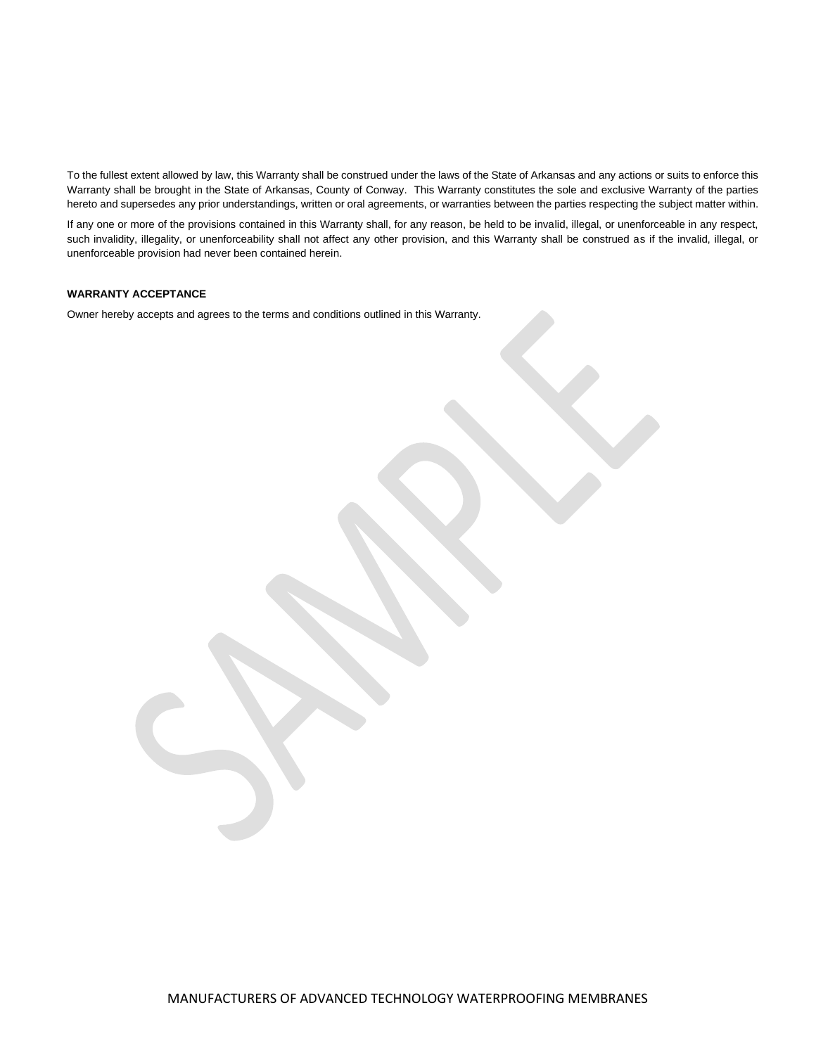To the fullest extent allowed by law, this Warranty shall be construed under the laws of the State of Arkansas and any actions or suits to enforce this Warranty shall be brought in the State of Arkansas, County of Conway. This Warranty constitutes the sole and exclusive Warranty of the parties hereto and supersedes any prior understandings, written or oral agreements, or warranties between the parties respecting the subject matter within.

If any one or more of the provisions contained in this Warranty shall, for any reason, be held to be invalid, illegal, or unenforceable in any respect, such invalidity, illegality, or unenforceability shall not affect any other provision, and this Warranty shall be construed as if the invalid, illegal, or unenforceable provision had never been contained herein.

**WARRANTY ACCEPTANCE**

Owner hereby accepts and agrees to the terms and conditions outlined in this Warranty.